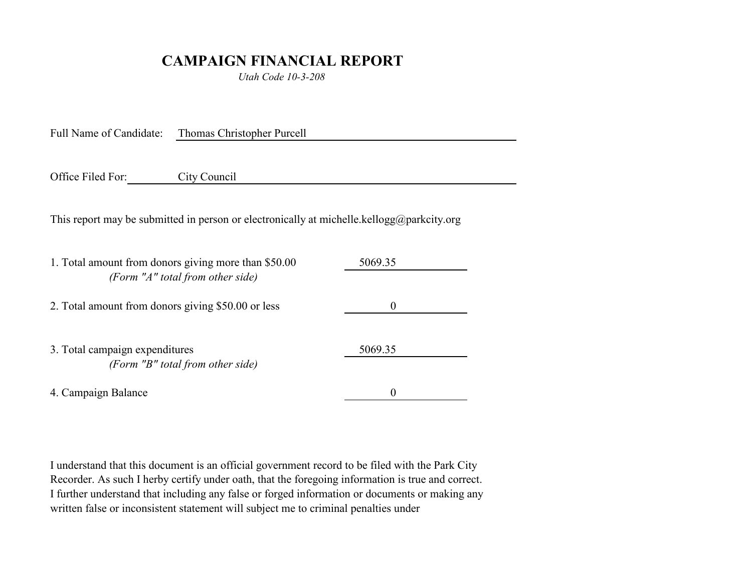# CAMPAIGN FINANCIAL REPORT

*Utah Code 10-3-208*

Full Name of Candidate: Thomas Christopher Purcell

Office Filed For: City Council

This report may be submitted in person or electronically at michelle.kellogg@parkcity.org

| | |
|---|---|
| 1. Total amount from donors giving more than $50.00 *(Form "A" total from other side)* | 5069.35 |
| 2. Total amount from donors giving $50.00 or less | 0 |
| 3. Total campaign expenditures *(Form "B" total from other side)* | 5069.35 |
| 4. Campaign Balance | 0 |

I understand that this document is an official government record to be filed with the Park City Recorder. As such I herby certify under oath, that the foregoing information is true and correct. I further understand that including any false or forged information or documents or making any written false or inconsistent statement will subject me to criminal penalties under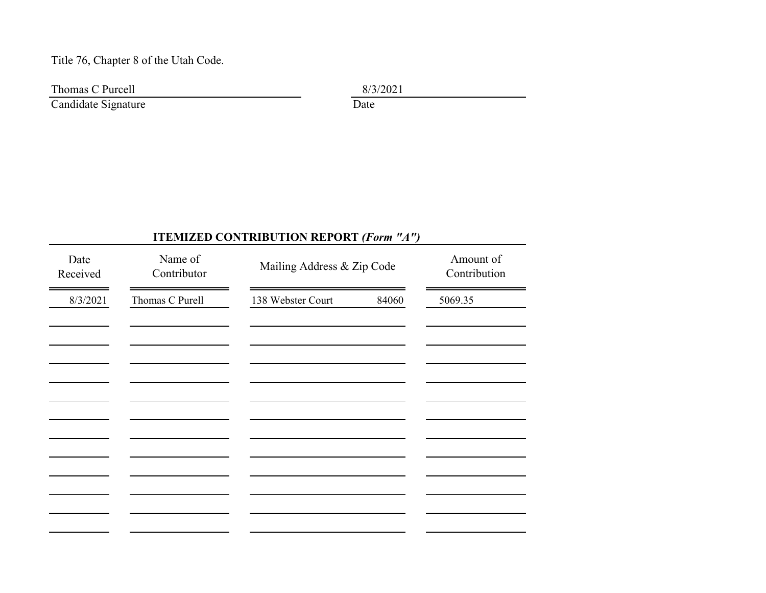Title 76, Chapter 8 of the Utah Code.

Thomas C Purcell

Candidate Signature

8/3/2021

Date

## ITEMIZED CONTRIBUTION REPORT *(Form "A")*

| Date Received | Name of Contributor | Mailing Address & Zip Code | | Amount of Contribution |
|---|---|---|---|---|
| 8/3/2021 | Thomas C Purell | 138 Webster Court | 84060 | 5069.35 |
| | | | | |
| | | | | |
| | | | | |
| | | | | |
| | | | | |
| | | | | |
| | | | | |
| | | | | |
| | | | | |
| | | | | |
| | | | | |
| | | | | |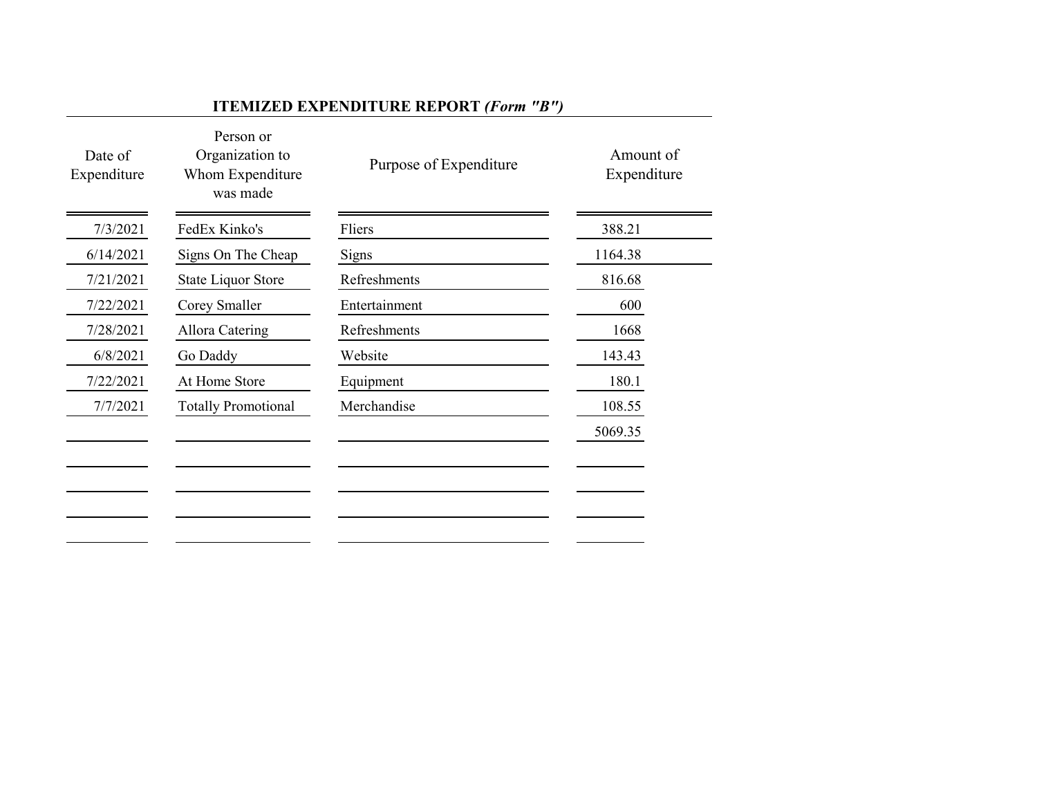## ITEMIZED EXPENDITURE REPORT *(Form "B")*

| Date of Expenditure | Person or Organization to Whom Expenditure was made | Purpose of Expenditure | Amount of Expenditure |
|---|---|---|---|
| 7/3/2021 | FedEx Kinko's | Fliers | 388.21 |
| 6/14/2021 | Signs On The Cheap | Signs | 1164.38 |
| 7/21/2021 | State Liquor Store | Refreshments | 816.68 |
| 7/22/2021 | Corey Smaller | Entertainment | 600 |
| 7/28/2021 | Allora Catering | Refreshments | 1668 |
| 6/8/2021 | Go Daddy | Website | 143.43 |
| 7/22/2021 | At Home Store | Equipment | 180.1 |
| 7/7/2021 | Totally Promotional | Merchandise | 108.55 |
| | | | 5069.35 |
| | | | |
| | | | |
| | | | |
| | | | |